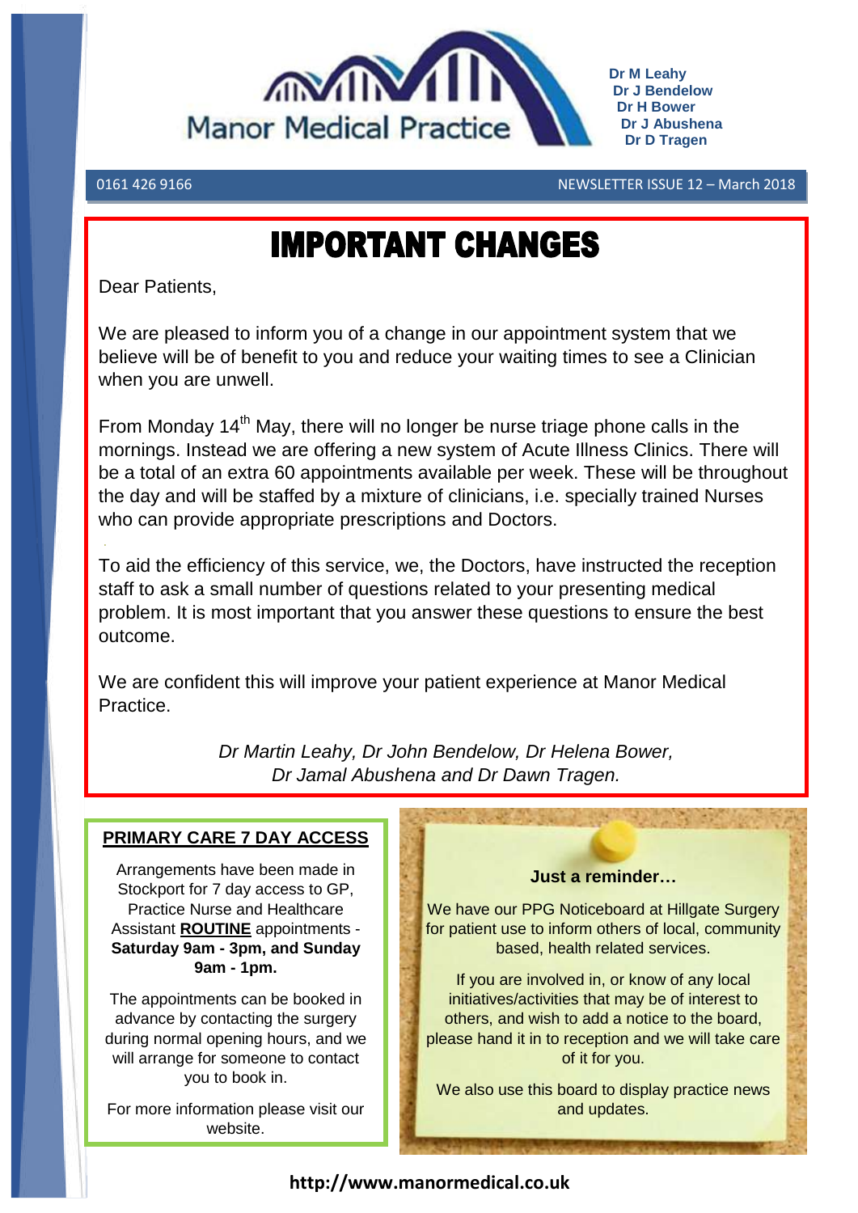# Manor Medical Practice

**Dr M Leahy**
**Dr J Bendelow**
**Dr H Bower**
**Dr J Abushena**
**Dr D Tragen**

0161 426 9166

NEWSLETTER ISSUE 12 – March 2018

# IMPORTANT CHANGES

Dear Patients,

We are pleased to inform you of a change in our appointment system that we believe will be of benefit to you and reduce your waiting times to see a Clinician when you are unwell.

From Monday 14th May, there will no longer be nurse triage phone calls in the mornings. Instead we are offering a new system of Acute Illness Clinics. There will be a total of an extra 60 appointments available per week. These will be throughout the day and will be staffed by a mixture of clinicians, i.e. specially trained Nurses who can provide appropriate prescriptions and Doctors.

To aid the efficiency of this service, we, the Doctors, have instructed the reception staff to ask a small number of questions related to your presenting medical problem. It is most important that you answer these questions to ensure the best outcome.

We are confident this will improve your patient experience at Manor Medical Practice.

*Dr Martin Leahy, Dr John Bendelow, Dr Helena Bower, Dr Jamal Abushena and Dr Dawn Tragen.*

## PRIMARY CARE 7 DAY ACCESS

Arrangements have been made in Stockport for 7 day access to GP, Practice Nurse and Healthcare Assistant **ROUTINE** appointments - **Saturday 9am - 3pm, and Sunday 9am - 1pm.**

The appointments can be booked in advance by contacting the surgery during normal opening hours, and we will arrange for someone to contact you to book in.

For more information please visit our website.

**Just a reminder…**

We have our PPG Noticeboard at Hillgate Surgery for patient use to inform others of local, community based, health related services.

If you are involved in, or know of any local initiatives/activities that may be of interest to others, and wish to add a notice to the board, please hand it in to reception and we will take care of it for you.

We also use this board to display practice news and updates.

**http://www.manormedical.co.uk**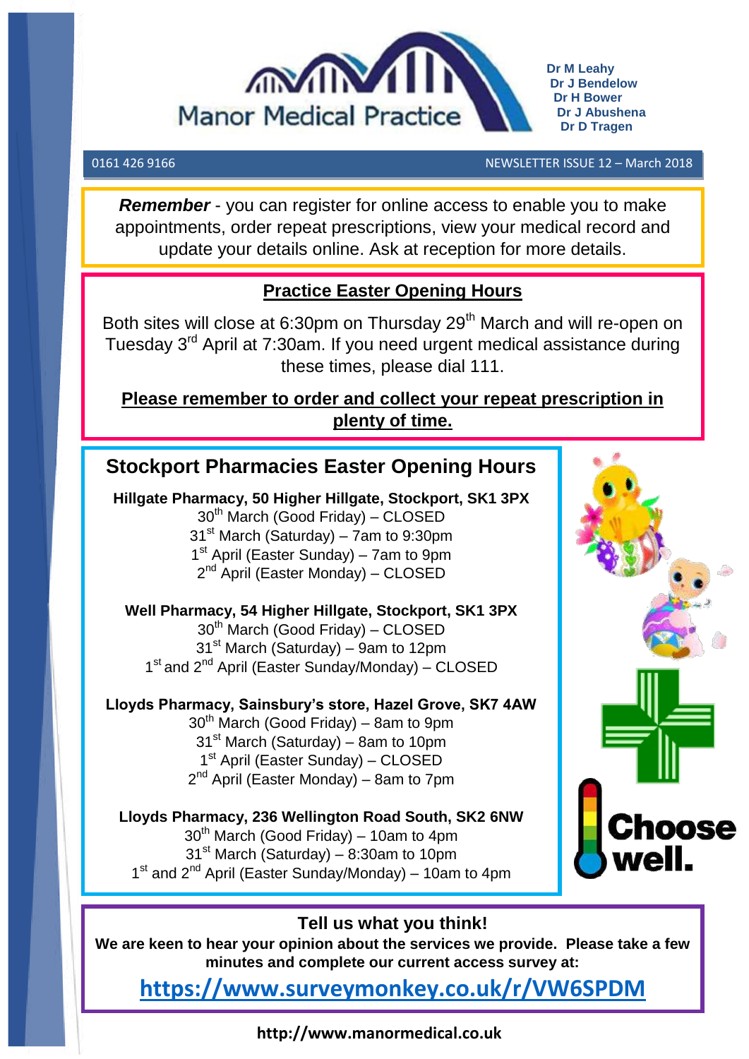Manor Medical Practice

**Dr M Leahy**
**Dr J Bendelow**
**Dr H Bower**
**Dr J Abushena**
**Dr D Tragen**

0161 426 9166

NEWSLETTER ISSUE 12 – March 2018

***Remember*** - you can register for online access to enable you to make appointments, order repeat prescriptions, view your medical record and update your details online. Ask at reception for more details.

## Practice Easter Opening Hours

Both sites will close at 6:30pm on Thursday 29th March and will re-open on Tuesday 3rd April at 7:30am. If you need urgent medical assistance during these times, please dial 111.

**Please remember to order and collect your repeat prescription in plenty of time.**

## Stockport Pharmacies Easter Opening Hours

**Hillgate Pharmacy, 50 Higher Hillgate, Stockport, SK1 3PX**
30th March (Good Friday) – CLOSED
31st March (Saturday) – 7am to 9:30pm
1st April (Easter Sunday) – 7am to 9pm
2nd April (Easter Monday) – CLOSED

**Well Pharmacy, 54 Higher Hillgate, Stockport, SK1 3PX**
30th March (Good Friday) – CLOSED
31st March (Saturday) – 9am to 12pm
1st and 2nd April (Easter Sunday/Monday) – CLOSED

**Lloyds Pharmacy, Sainsbury's store, Hazel Grove, SK7 4AW**
30th March (Good Friday) – 8am to 9pm
31st March (Saturday) – 8am to 10pm
1st April (Easter Sunday) – CLOSED
2nd April (Easter Monday) – 8am to 7pm

**Lloyds Pharmacy, 236 Wellington Road South, SK2 6NW**
30th March (Good Friday) – 10am to 4pm
31st March (Saturday) – 8:30am to 10pm
1st and 2nd April (Easter Sunday/Monday) – 10am to 4pm

Choose well.

### Tell us what you think!

**We are keen to hear your opinion about the services we provide. Please take a few minutes and complete our current access survey at:**

**https://www.surveymonkey.co.uk/r/VW6SPDM**

**http://www.manormedical.co.uk**